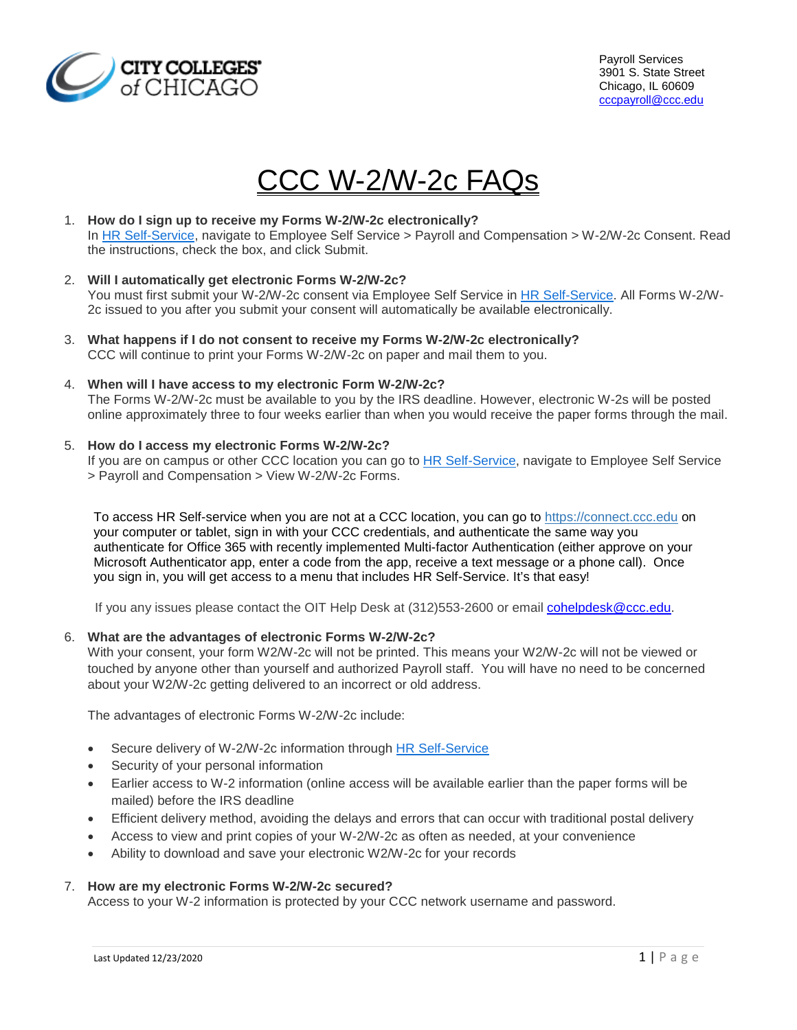CITY COLLEGES of CHICAGO

Payroll Services
3901 S. State Street
Chicago, IL 60609
cccpayroll@ccc.edu

# CCC W-2/W-2c FAQs

1. **How do I sign up to receive my Forms W-2/W-2c electronically?**
   In HR Self-Service, navigate to Employee Self Service > Payroll and Compensation > W-2/W-2c Consent. Read the instructions, check the box, and click Submit.

2. **Will I automatically get electronic Forms W-2/W-2c?**
   You must first submit your W-2/W-2c consent via Employee Self Service in HR Self-Service. All Forms W-2/W-2c issued to you after you submit your consent will automatically be available electronically.

3. **What happens if I do not consent to receive my Forms W-2/W-2c electronically?**
   CCC will continue to print your Forms W-2/W-2c on paper and mail them to you.

4. **When will I have access to my electronic Form W-2/W-2c?**
   The Forms W-2/W-2c must be available to you by the IRS deadline. However, electronic W-2s will be posted online approximately three to four weeks earlier than when you would receive the paper forms through the mail.

5. **How do I access my electronic Forms W-2/W-2c?**
   If you are on campus or other CCC location you can go to HR Self-Service, navigate to Employee Self Service > Payroll and Compensation > View W-2/W-2c Forms.

   To access HR Self-service when you are not at a CCC location, you can go to https://connect.ccc.edu on your computer or tablet, sign in with your CCC credentials, and authenticate the same way you authenticate for Office 365 with recently implemented Multi-factor Authentication (either approve on your Microsoft Authenticator app, enter a code from the app, receive a text message or a phone call). Once you sign in, you will get access to a menu that includes HR Self-Service. It's that easy!

   If you any issues please contact the OIT Help Desk at (312)553-2600 or email cohelpdesk@ccc.edu.

6. **What are the advantages of electronic Forms W-2/W-2c?**
   With your consent, your form W2/W-2c will not be printed. This means your W2/W-2c will not be viewed or touched by anyone other than yourself and authorized Payroll staff. You will have no need to be concerned about your W2/W-2c getting delivered to an incorrect or old address.

   The advantages of electronic Forms W-2/W-2c include:

   - Secure delivery of W-2/W-2c information through HR Self-Service
   - Security of your personal information
   - Earlier access to W-2 information (online access will be available earlier than the paper forms will be mailed) before the IRS deadline
   - Efficient delivery method, avoiding the delays and errors that can occur with traditional postal delivery
   - Access to view and print copies of your W-2/W-2c as often as needed, at your convenience
   - Ability to download and save your electronic W2/W-2c for your records

7. **How are my electronic Forms W-2/W-2c secured?**
   Access to your W-2 information is protected by your CCC network username and password.

Last Updated 12/23/2020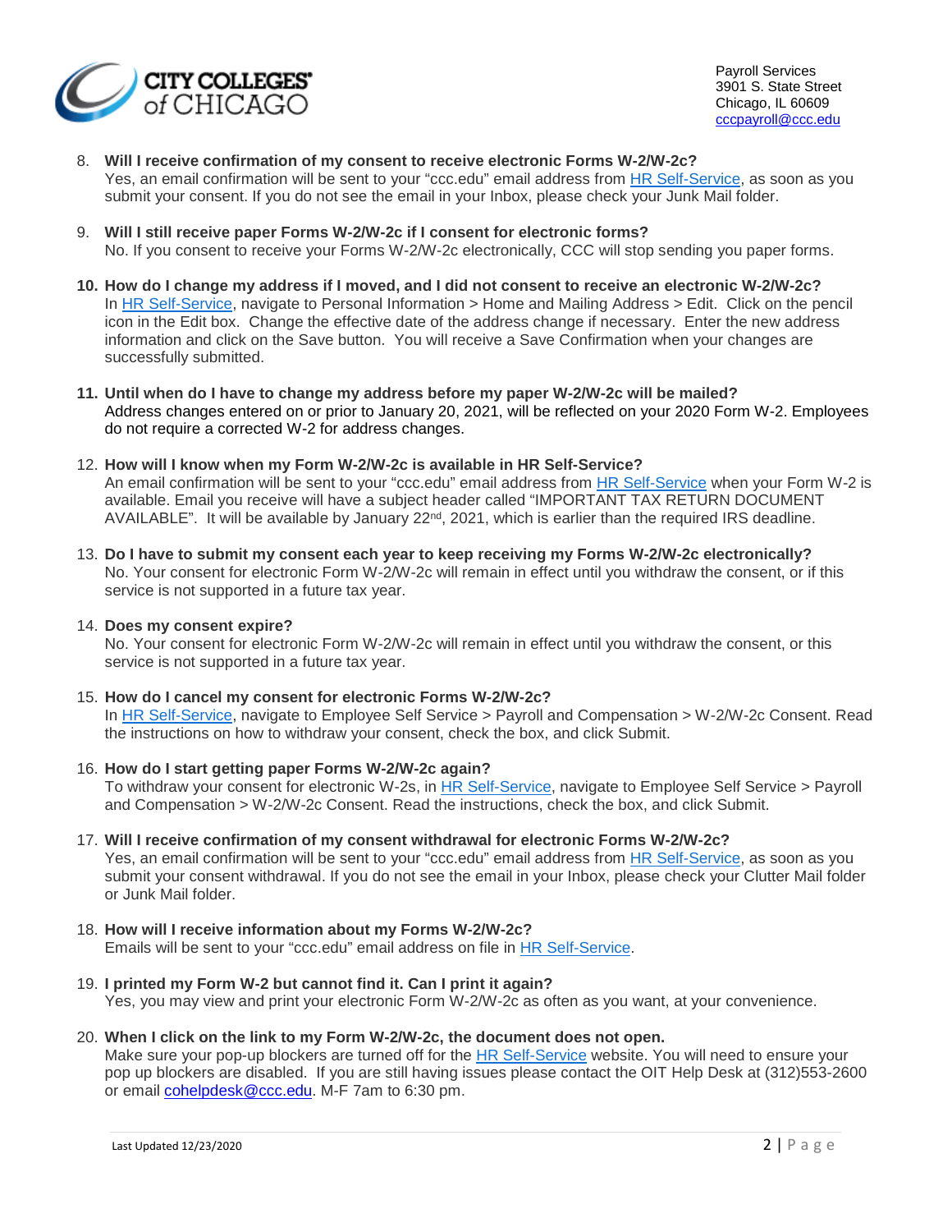Payroll Services
3901 S. State Street
Chicago, IL 60609
cccpayroll@ccc.edu

8. **Will I receive confirmation of my consent to receive electronic Forms W-2/W-2c?**
   Yes, an email confirmation will be sent to your "ccc.edu" email address from HR Self-Service, as soon as you submit your consent. If you do not see the email in your Inbox, please check your Junk Mail folder.

9. **Will I still receive paper Forms W-2/W-2c if I consent for electronic forms?**
   No. If you consent to receive your Forms W-2/W-2c electronically, CCC will stop sending you paper forms.

10. **How do I change my address if I moved, and I did not consent to receive an electronic W-2/W-2c?**
    In HR Self-Service, navigate to Personal Information > Home and Mailing Address > Edit. Click on the pencil icon in the Edit box. Change the effective date of the address change if necessary. Enter the new address information and click on the Save button. You will receive a Save Confirmation when your changes are successfully submitted.

11. **Until when do I have to change my address before my paper W-2/W-2c will be mailed?**
    Address changes entered on or prior to January 20, 2021, will be reflected on your 2020 Form W-2. Employees do not require a corrected W-2 for address changes.

12. **How will I know when my Form W-2/W-2c is available in HR Self-Service?**
    An email confirmation will be sent to your "ccc.edu" email address from HR Self-Service when your Form W-2 is available. Email you receive will have a subject header called "IMPORTANT TAX RETURN DOCUMENT AVAILABLE". It will be available by January 22nd, 2021, which is earlier than the required IRS deadline.

13. **Do I have to submit my consent each year to keep receiving my Forms W-2/W-2c electronically?**
    No. Your consent for electronic Form W-2/W-2c will remain in effect until you withdraw the consent, or if this service is not supported in a future tax year.

14. **Does my consent expire?**
    No. Your consent for electronic Form W-2/W-2c will remain in effect until you withdraw the consent, or this service is not supported in a future tax year.

15. **How do I cancel my consent for electronic Forms W-2/W-2c?**
    In HR Self-Service, navigate to Employee Self Service > Payroll and Compensation > W-2/W-2c Consent. Read the instructions on how to withdraw your consent, check the box, and click Submit.

16. **How do I start getting paper Forms W-2/W-2c again?**
    To withdraw your consent for electronic W-2s, in HR Self-Service, navigate to Employee Self Service > Payroll and Compensation > W-2/W-2c Consent. Read the instructions, check the box, and click Submit.

17. **Will I receive confirmation of my consent withdrawal for electronic Forms W-2/W-2c?**
    Yes, an email confirmation will be sent to your "ccc.edu" email address from HR Self-Service, as soon as you submit your consent withdrawal. If you do not see the email in your Inbox, please check your Clutter Mail folder or Junk Mail folder.

18. **How will I receive information about my Forms W-2/W-2c?**
    Emails will be sent to your "ccc.edu" email address on file in HR Self-Service.

19. **I printed my Form W-2 but cannot find it. Can I print it again?**
    Yes, you may view and print your electronic Form W-2/W-2c as often as you want, at your convenience.

20. **When I click on the link to my Form W-2/W-2c, the document does not open.**
    Make sure your pop-up blockers are turned off for the HR Self-Service website. You will need to ensure your pop up blockers are disabled. If you are still having issues please contact the OIT Help Desk at (312)553-2600 or email cohelpdesk@ccc.edu. M-F 7am to 6:30 pm.

Last Updated 12/23/2020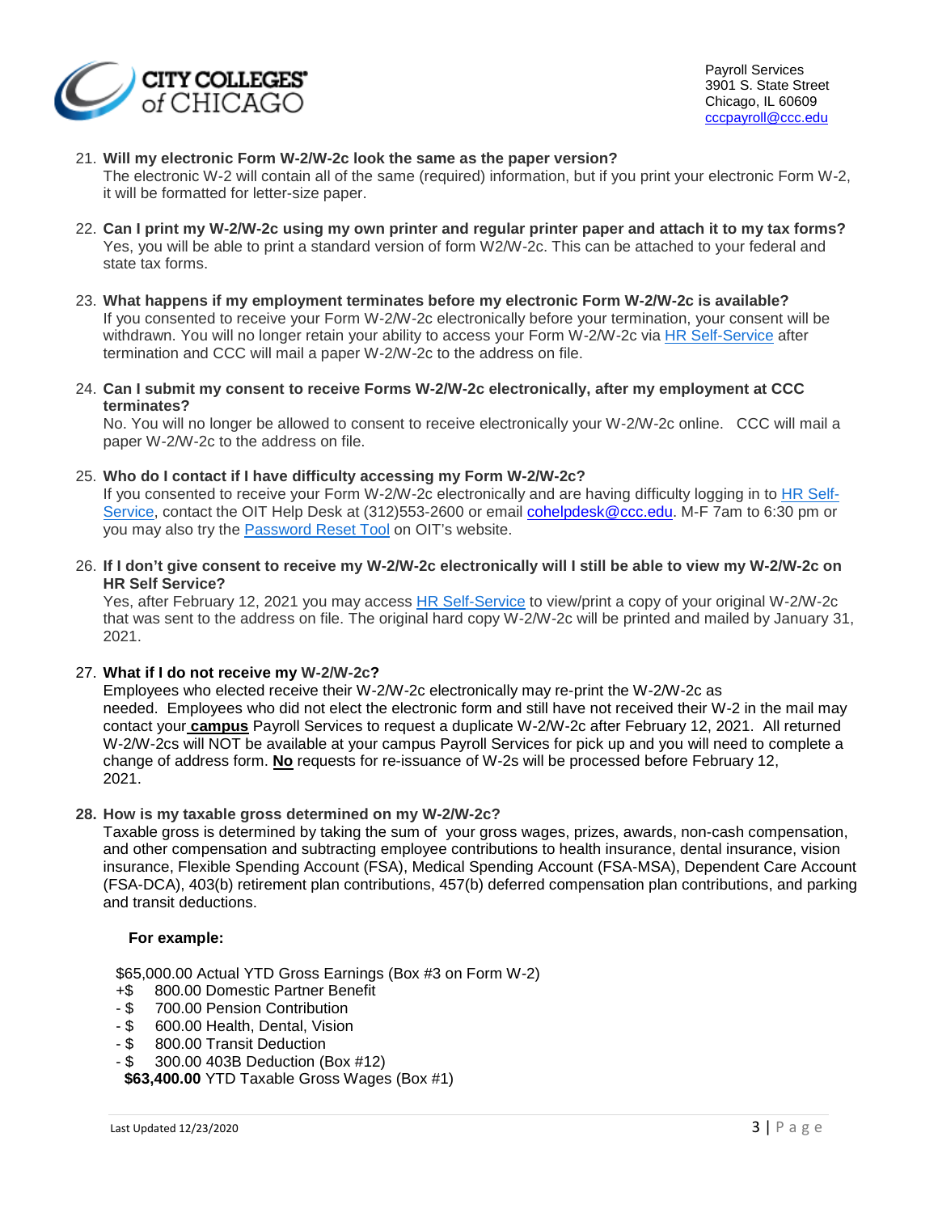21. **Will my electronic Form W-2/W-2c look the same as the paper version?**
    The electronic W-2 will contain all of the same (required) information, but if you print your electronic Form W-2, it will be formatted for letter-size paper.

22. **Can I print my W-2/W-2c using my own printer and regular printer paper and attach it to my tax forms?**
    Yes, you will be able to print a standard version of form W2/W-2c. This can be attached to your federal and state tax forms.

23. **What happens if my employment terminates before my electronic Form W-2/W-2c is available?**
    If you consented to receive your Form W-2/W-2c electronically before your termination, your consent will be withdrawn. You will no longer retain your ability to access your Form W-2/W-2c via HR Self-Service after termination and CCC will mail a paper W-2/W-2c to the address on file.

24. **Can I submit my consent to receive Forms W-2/W-2c electronically, after my employment at CCC terminates?**
    No. You will no longer be allowed to consent to receive electronically your W-2/W-2c online. CCC will mail a paper W-2/W-2c to the address on file.

25. **Who do I contact if I have difficulty accessing my Form W-2/W-2c?**
    If you consented to receive your Form W-2/W-2c electronically and are having difficulty logging in to HR Self-Service, contact the OIT Help Desk at (312)553-2600 or email cohelpdesk@ccc.edu. M-F 7am to 6:30 pm or you may also try the Password Reset Tool on OIT's website.

26. **If I don't give consent to receive my W-2/W-2c electronically will I still be able to view my W-2/W-2c on HR Self Service?**
    Yes, after February 12, 2021 you may access HR Self-Service to view/print a copy of your original W-2/W-2c that was sent to the address on file. The original hard copy W-2/W-2c will be printed and mailed by January 31, 2021.

27. **What if I do not receive my W-2/W-2c?**
    Employees who elected receive their W-2/W-2c electronically may re-print the W-2/W-2c as needed. Employees who did not elect the electronic form and still have not received their W-2 in the mail may contact your **campus** Payroll Services to request a duplicate W-2/W-2c after February 12, 2021. All returned W-2/W-2cs will NOT be available at your campus Payroll Services for pick up and you will need to complete a change of address form. **No** requests for re-issuance of W-2s will be processed before February 12, 2021.

28. **How is my taxable gross determined on my W-2/W-2c?**
    Taxable gross is determined by taking the sum of your gross wages, prizes, awards, non-cash compensation, and other compensation and subtracting employee contributions to health insurance, dental insurance, vision insurance, Flexible Spending Account (FSA), Medical Spending Account (FSA-MSA), Dependent Care Account (FSA-DCA), 403(b) retirement plan contributions, 457(b) deferred compensation plan contributions, and parking and transit deductions.

    **For example:**

    $65,000.00 Actual YTD Gross Earnings (Box #3 on Form W-2)
    +$ 800.00 Domestic Partner Benefit
    - $ 700.00 Pension Contribution
    - $ 600.00 Health, Dental, Vision
    - $ 800.00 Transit Deduction
    - $ 300.00 403B Deduction (Box #12)
    **$63,400.00** YTD Taxable Gross Wages (Box #1)

Last Updated 12/23/2020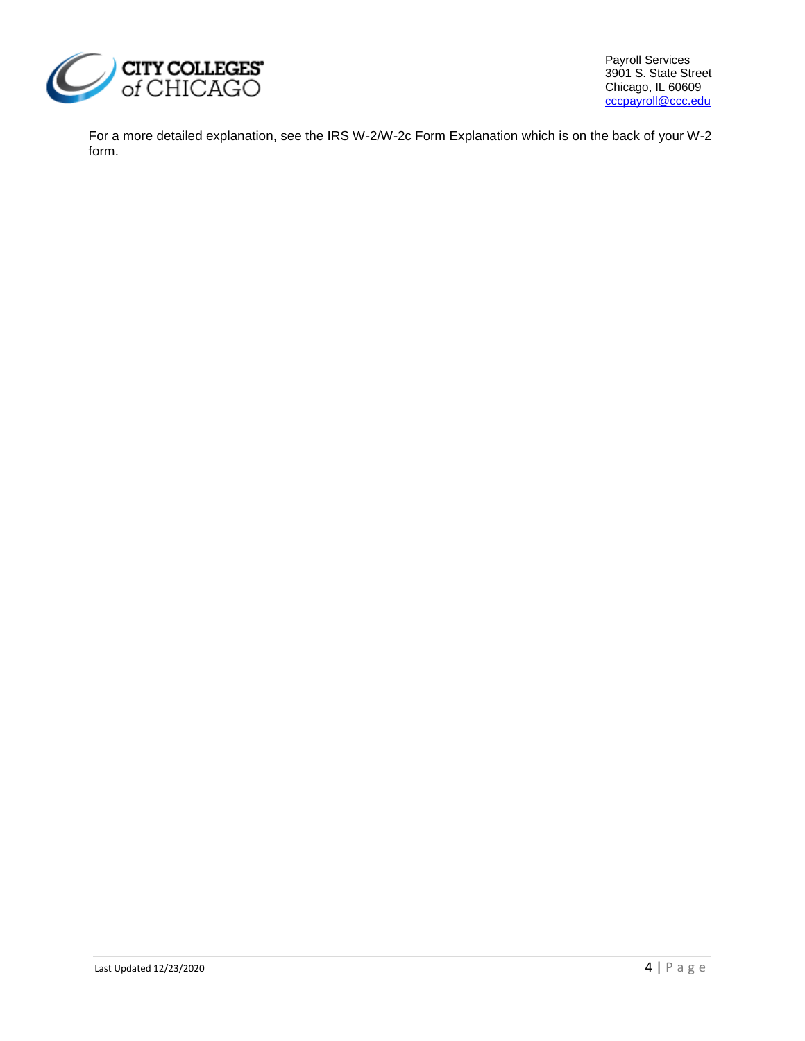For a more detailed explanation, see the IRS W-2/W-2c Form Explanation which is on the back of your W-2 form.